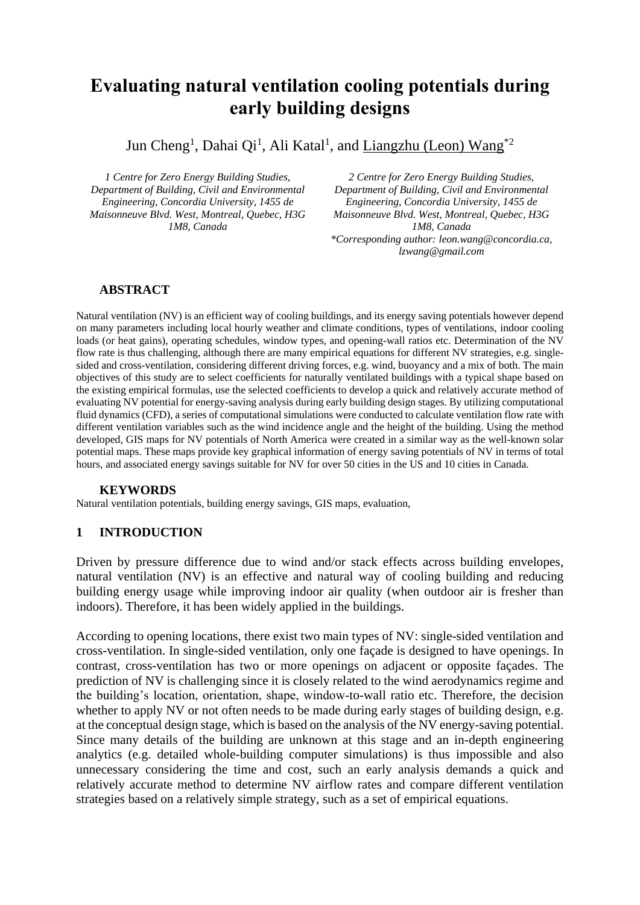# Evaluating natural ventilation cooling potentials during early building designs

Jun Cheng[1], Dahai Qi[1], Ali Katal[1], and Liangzhu (Leon) Wang[*2]

*1 Centre for Zero Energy Building Studies, Department of Building, Civil and Environmental Engineering, Concordia University, 1455 de Maisonneuve Blvd. West, Montreal, Quebec, H3G 1M8, Canada*

*2 Centre for Zero Energy Building Studies, Department of Building, Civil and Environmental Engineering, Concordia University, 1455 de Maisonneuve Blvd. West, Montreal, Quebec, H3G 1M8, Canada*
*\*Corresponding author: leon.wang@concordia.ca, lzwang@gmail.com*

## ABSTRACT

Natural ventilation (NV) is an efficient way of cooling buildings, and its energy saving potentials however depend on many parameters including local hourly weather and climate conditions, types of ventilations, indoor cooling loads (or heat gains), operating schedules, window types, and opening-wall ratios etc. Determination of the NV flow rate is thus challenging, although there are many empirical equations for different NV strategies, e.g. single-sided and cross-ventilation, considering different driving forces, e.g. wind, buoyancy and a mix of both. The main objectives of this study are to select coefficients for naturally ventilated buildings with a typical shape based on the existing empirical formulas, use the selected coefficients to develop a quick and relatively accurate method of evaluating NV potential for energy-saving analysis during early building design stages. By utilizing computational fluid dynamics (CFD), a series of computational simulations were conducted to calculate ventilation flow rate with different ventilation variables such as the wind incidence angle and the height of the building. Using the method developed, GIS maps for NV potentials of North America were created in a similar way as the well-known solar potential maps. These maps provide key graphical information of energy saving potentials of NV in terms of total hours, and associated energy savings suitable for NV for over 50 cities in the US and 10 cities in Canada.

### KEYWORDS

Natural ventilation potentials, building energy savings, GIS maps, evaluation,

## 1 INTRODUCTION

Driven by pressure difference due to wind and/or stack effects across building envelopes, natural ventilation (NV) is an effective and natural way of cooling building and reducing building energy usage while improving indoor air quality (when outdoor air is fresher than indoors). Therefore, it has been widely applied in the buildings.

According to opening locations, there exist two main types of NV: single-sided ventilation and cross-ventilation. In single-sided ventilation, only one façade is designed to have openings. In contrast, cross-ventilation has two or more openings on adjacent or opposite façades. The prediction of NV is challenging since it is closely related to the wind aerodynamics regime and the building's location, orientation, shape, window-to-wall ratio etc. Therefore, the decision whether to apply NV or not often needs to be made during early stages of building design, e.g. at the conceptual design stage, which is based on the analysis of the NV energy-saving potential. Since many details of the building are unknown at this stage and an in-depth engineering analytics (e.g. detailed whole-building computer simulations) is thus impossible and also unnecessary considering the time and cost, such an early analysis demands a quick and relatively accurate method to determine NV airflow rates and compare different ventilation strategies based on a relatively simple strategy, such as a set of empirical equations.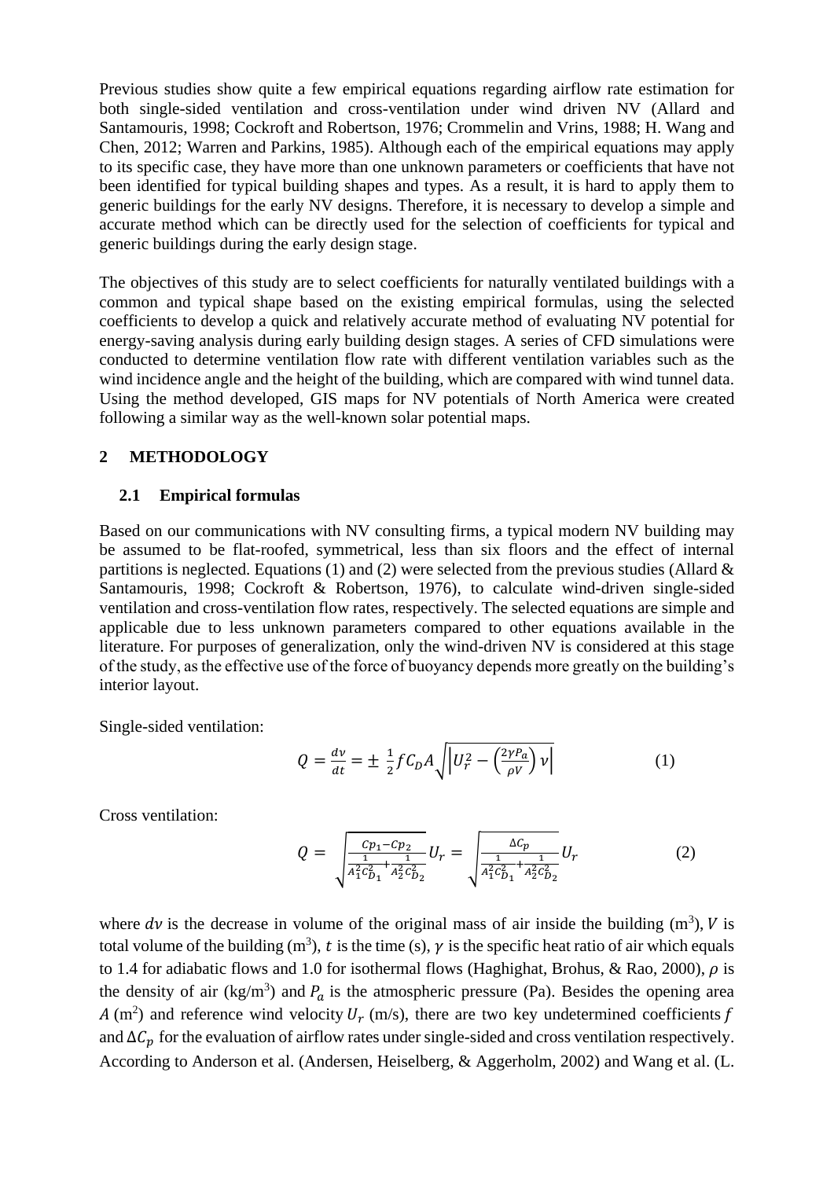Previous studies show quite a few empirical equations regarding airflow rate estimation for both single-sided ventilation and cross-ventilation under wind driven NV (Allard and Santamouris, 1998; Cockroft and Robertson, 1976; Crommelin and Vrins, 1988; H. Wang and Chen, 2012; Warren and Parkins, 1985). Although each of the empirical equations may apply to its specific case, they have more than one unknown parameters or coefficients that have not been identified for typical building shapes and types. As a result, it is hard to apply them to generic buildings for the early NV designs. Therefore, it is necessary to develop a simple and accurate method which can be directly used for the selection of coefficients for typical and generic buildings during the early design stage.

The objectives of this study are to select coefficients for naturally ventilated buildings with a common and typical shape based on the existing empirical formulas, using the selected coefficients to develop a quick and relatively accurate method of evaluating NV potential for energy-saving analysis during early building design stages. A series of CFD simulations were conducted to determine ventilation flow rate with different ventilation variables such as the wind incidence angle and the height of the building, which are compared with wind tunnel data. Using the method developed, GIS maps for NV potentials of North America were created following a similar way as the well-known solar potential maps.

## 2 METHODOLOGY

### 2.1 Empirical formulas

Based on our communications with NV consulting firms, a typical modern NV building may be assumed to be flat-roofed, symmetrical, less than six floors and the effect of internal partitions is neglected. Equations (1) and (2) were selected from the previous studies (Allard & Santamouris, 1998; Cockroft & Robertson, 1976), to calculate wind-driven single-sided ventilation and cross-ventilation flow rates, respectively. The selected equations are simple and applicable due to less unknown parameters compared to other equations available in the literature. For purposes of generalization, only the wind-driven NV is considered at this stage of the study, as the effective use of the force of buoyancy depends more greatly on the building's interior layout.

Single-sided ventilation:

$$Q = \frac{dv}{dt} = \pm \frac{1}{2} f C_D A \sqrt{\left| U_r^2 - \left(\frac{2\gamma P_a}{\rho V}\right) v \right|} \tag{1}$$

Cross ventilation:

$$Q = \sqrt{\frac{Cp_1 - Cp_2}{\frac{1}{A_1^2 C_{D_1}^2} + \frac{1}{A_2^2 C_{D_2}^2}}}\, U_r = \sqrt{\frac{\Delta C_p}{\frac{1}{A_1^2 C_{D_1}^2} + \frac{1}{A_2^2 C_{D_2}^2}}}\, U_r \tag{2}$$

where $dv$ is the decrease in volume of the original mass of air inside the building (m$^3$), $V$ is total volume of the building (m$^3$), $t$ is the time (s), $\gamma$ is the specific heat ratio of air which equals to 1.4 for adiabatic flows and 1.0 for isothermal flows (Haghighat, Brohus, & Rao, 2000), $\rho$ is the density of air (kg/m$^3$) and $P_a$ is the atmospheric pressure (Pa). Besides the opening area $A$ (m$^2$) and reference wind velocity $U_r$ (m/s), there are two key undetermined coefficients $f$ and $\Delta C_p$ for the evaluation of airflow rates under single-sided and cross ventilation respectively. According to Anderson et al. (Andersen, Heiselberg, & Aggerholm, 2002) and Wang et al. (L.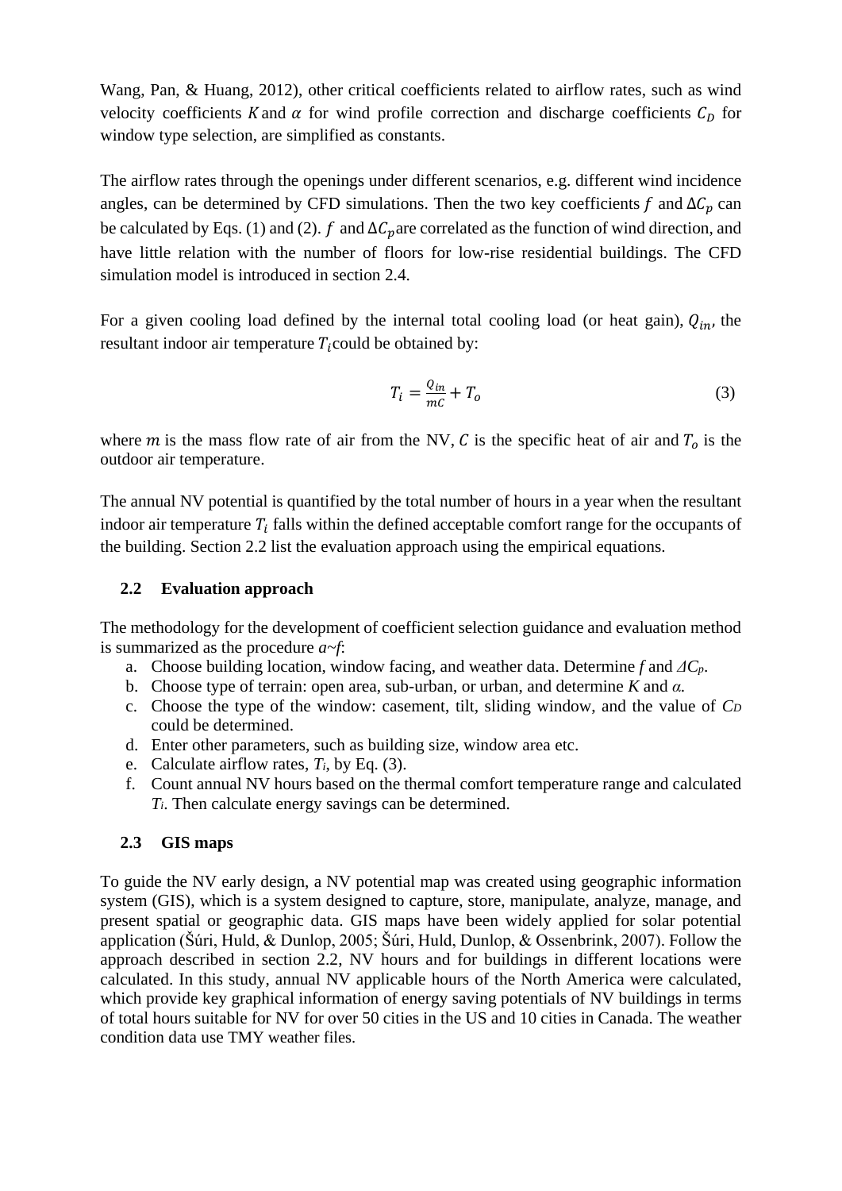Wang, Pan, & Huang, 2012), other critical coefficients related to airflow rates, such as wind velocity coefficients $K$ and $\alpha$ for wind profile correction and discharge coefficients $C_D$ for window type selection, are simplified as constants.

The airflow rates through the openings under different scenarios, e.g. different wind incidence angles, can be determined by CFD simulations. Then the two key coefficients $f$ and $\Delta C_p$ can be calculated by Eqs. (1) and (2). $f$ and $\Delta C_p$ are correlated as the function of wind direction, and have little relation with the number of floors for low-rise residential buildings. The CFD simulation model is introduced in section 2.4.

For a given cooling load defined by the internal total cooling load (or heat gain), $Q_{in}$, the resultant indoor air temperature $T_i$ could be obtained by:

$$T_i = \frac{Q_{in}}{mC} + T_o \tag{3}$$

where $m$ is the mass flow rate of air from the NV, $C$ is the specific heat of air and $T_o$ is the outdoor air temperature.

The annual NV potential is quantified by the total number of hours in a year when the resultant indoor air temperature $T_i$ falls within the defined acceptable comfort range for the occupants of the building. Section 2.2 list the evaluation approach using the empirical equations.

## 2.2 Evaluation approach

The methodology for the development of coefficient selection guidance and evaluation method is summarized as the procedure *a~f*:

a. Choose building location, window facing, and weather data. Determine $f$ and $\Delta C_p$.
b. Choose type of terrain: open area, sub-urban, or urban, and determine $K$ and $\alpha$.
c. Choose the type of the window: casement, tilt, sliding window, and the value of $C_D$ could be determined.
d. Enter other parameters, such as building size, window area etc.
e. Calculate airflow rates, $T_i$, by Eq. (3).
f. Count annual NV hours based on the thermal comfort temperature range and calculated $T_i$. Then calculate energy savings can be determined.

## 2.3 GIS maps

To guide the NV early design, a NV potential map was created using geographic information system (GIS), which is a system designed to capture, store, manipulate, analyze, manage, and present spatial or geographic data. GIS maps have been widely applied for solar potential application (Šúri, Huld, & Dunlop, 2005; Šúri, Huld, Dunlop, & Ossenbrink, 2007). Follow the approach described in section 2.2, NV hours and for buildings in different locations were calculated. In this study, annual NV applicable hours of the North America were calculated, which provide key graphical information of energy saving potentials of NV buildings in terms of total hours suitable for NV for over 50 cities in the US and 10 cities in Canada. The weather condition data use TMY weather files.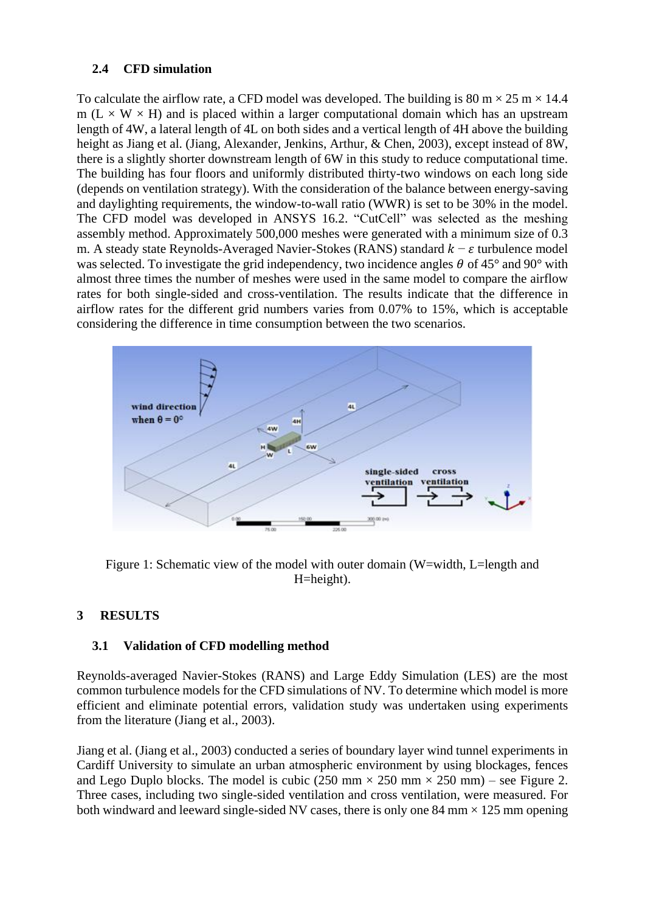### 2.4 CFD simulation

To calculate the airflow rate, a CFD model was developed. The building is 80 m × 25 m × 14.4 m (L × W × H) and is placed within a larger computational domain which has an upstream length of 4W, a lateral length of 4L on both sides and a vertical length of 4H above the building height as Jiang et al. (Jiang, Alexander, Jenkins, Arthur, & Chen, 2003), except instead of 8W, there is a slightly shorter downstream length of 6W in this study to reduce computational time. The building has four floors and uniformly distributed thirty-two windows on each long side (depends on ventilation strategy). With the consideration of the balance between energy-saving and daylighting requirements, the window-to-wall ratio (WWR) is set to be 30% in the model. The CFD model was developed in ANSYS 16.2. "CutCell" was selected as the meshing assembly method. Approximately 500,000 meshes were generated with a minimum size of 0.3 m. A steady state Reynolds-Averaged Navier-Stokes (RANS) standard $k - \varepsilon$ turbulence model was selected. To investigate the grid independency, two incidence angles $\theta$ of 45° and 90° with almost three times the number of meshes were used in the same model to compare the airflow rates for both single-sided and cross-ventilation. The results indicate that the difference in airflow rates for the different grid numbers varies from 0.07% to 15%, which is acceptable considering the difference in time consumption between the two scenarios.

Figure 1: Schematic view of the model with outer domain (W=width, L=length and H=height).

## 3 RESULTS

### 3.1 Validation of CFD modelling method

Reynolds-averaged Navier-Stokes (RANS) and Large Eddy Simulation (LES) are the most common turbulence models for the CFD simulations of NV. To determine which model is more efficient and eliminate potential errors, validation study was undertaken using experiments from the literature (Jiang et al., 2003).

Jiang et al. (Jiang et al., 2003) conducted a series of boundary layer wind tunnel experiments in Cardiff University to simulate an urban atmospheric environment by using blockages, fences and Lego Duplo blocks. The model is cubic (250 mm × 250 mm × 250 mm) – see Figure 2. Three cases, including two single-sided ventilation and cross ventilation, were measured. For both windward and leeward single-sided NV cases, there is only one 84 mm × 125 mm opening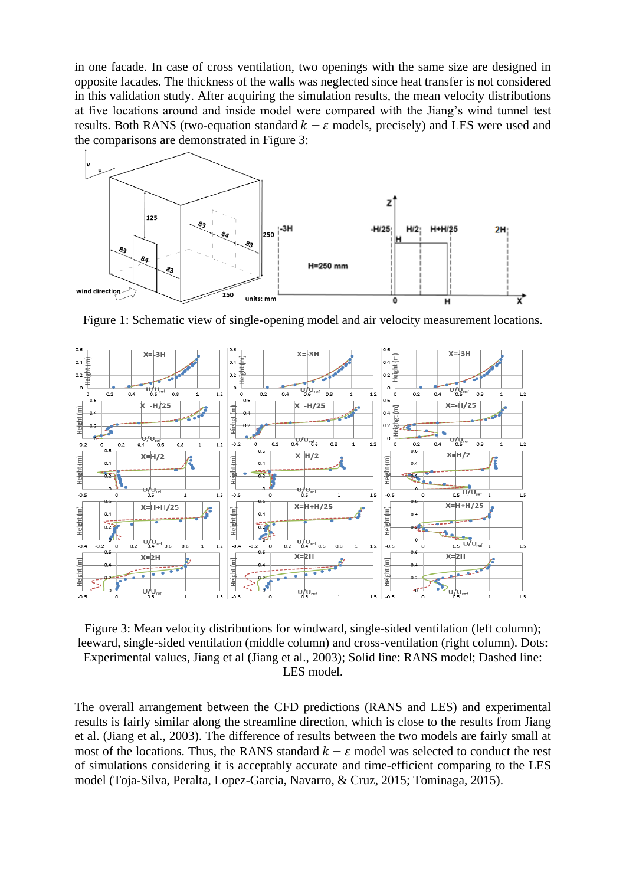in one facade. In case of cross ventilation, two openings with the same size are designed in opposite facades. The thickness of the walls was neglected since heat transfer is not considered in this validation study. After acquiring the simulation results, the mean velocity distributions at five locations around and inside model were compared with the Jiang's wind tunnel test results. Both RANS (two-equation standard $k - \varepsilon$ models, precisely) and LES were used and the comparisons are demonstrated in Figure 3:

Figure 1: Schematic view of single-opening model and air velocity measurement locations.

Figure 3: Mean velocity distributions for windward, single-sided ventilation (left column); leeward, single-sided ventilation (middle column) and cross-ventilation (right column). Dots: Experimental values, Jiang et al (Jiang et al., 2003); Solid line: RANS model; Dashed line: LES model.

The overall arrangement between the CFD predictions (RANS and LES) and experimental results is fairly similar along the streamline direction, which is close to the results from Jiang et al. (Jiang et al., 2003). The difference of results between the two models are fairly small at most of the locations. Thus, the RANS standard $k - \varepsilon$ model was selected to conduct the rest of simulations considering it is acceptably accurate and time-efficient comparing to the LES model (Toja-Silva, Peralta, Lopez-Garcia, Navarro, & Cruz, 2015; Tominaga, 2015).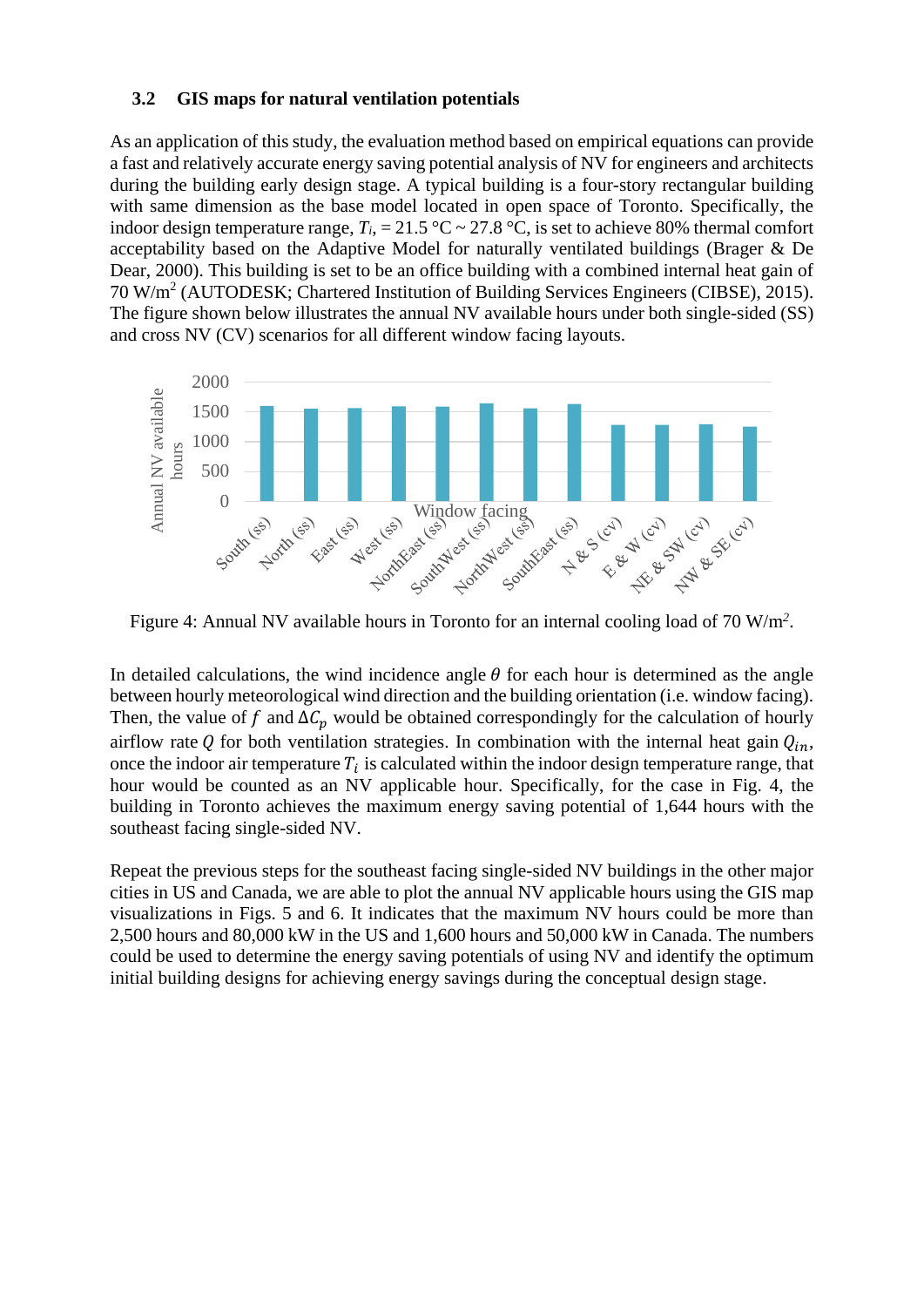### 3.2 GIS maps for natural ventilation potentials

As an application of this study, the evaluation method based on empirical equations can provide a fast and relatively accurate energy saving potential analysis of NV for engineers and architects during the building early design stage. A typical building is a four-story rectangular building with same dimension as the base model located in open space of Toronto. Specifically, the indoor design temperature range, $T_i$, = 21.5 °C ~ 27.8 °C, is set to achieve 80% thermal comfort acceptability based on the Adaptive Model for naturally ventilated buildings (Brager & De Dear, 2000). This building is set to be an office building with a combined internal heat gain of 70 W/m$^2$ (AUTODESK; Chartered Institution of Building Services Engineers (CIBSE), 2015). The figure shown below illustrates the annual NV available hours under both single-sided (SS) and cross NV (CV) scenarios for all different window facing layouts.

Figure 4: Annual NV available hours in Toronto for an internal cooling load of 70 W/m$^2$.

In detailed calculations, the wind incidence angle $\theta$ for each hour is determined as the angle between hourly meteorological wind direction and the building orientation (i.e. window facing). Then, the value of $f$ and $\Delta C_p$ would be obtained correspondingly for the calculation of hourly airflow rate $Q$ for both ventilation strategies. In combination with the internal heat gain $Q_{in}$, once the indoor air temperature $T_i$ is calculated within the indoor design temperature range, that hour would be counted as an NV applicable hour. Specifically, for the case in Fig. 4, the building in Toronto achieves the maximum energy saving potential of 1,644 hours with the southeast facing single-sided NV.

Repeat the previous steps for the southeast facing single-sided NV buildings in the other major cities in US and Canada, we are able to plot the annual NV applicable hours using the GIS map visualizations in Figs. 5 and 6. It indicates that the maximum NV hours could be more than 2,500 hours and 80,000 kW in the US and 1,600 hours and 50,000 kW in Canada. The numbers could be used to determine the energy saving potentials of using NV and identify the optimum initial building designs for achieving energy savings during the conceptual design stage.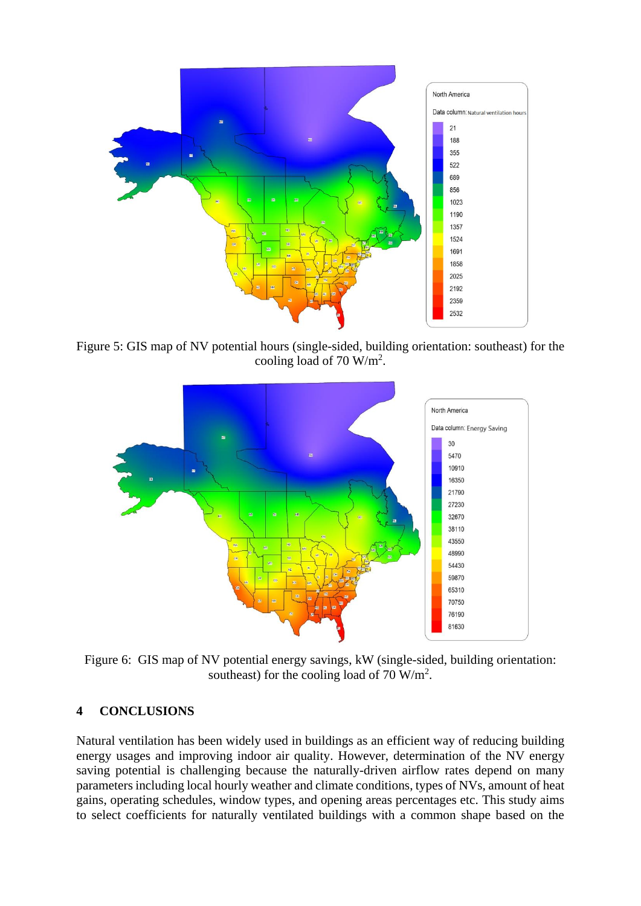Figure 5: GIS map of NV potential hours (single-sided, building orientation: southeast) for the cooling load of 70 W/m$^2$.

Figure 6: GIS map of NV potential energy savings, kW (single-sided, building orientation: southeast) for the cooling load of 70 W/m$^2$.

## 4 CONCLUSIONS

Natural ventilation has been widely used in buildings as an efficient way of reducing building energy usages and improving indoor air quality. However, determination of the NV energy saving potential is challenging because the naturally-driven airflow rates depend on many parameters including local hourly weather and climate conditions, types of NVs, amount of heat gains, operating schedules, window types, and opening areas percentages etc. This study aims to select coefficients for naturally ventilated buildings with a common shape based on the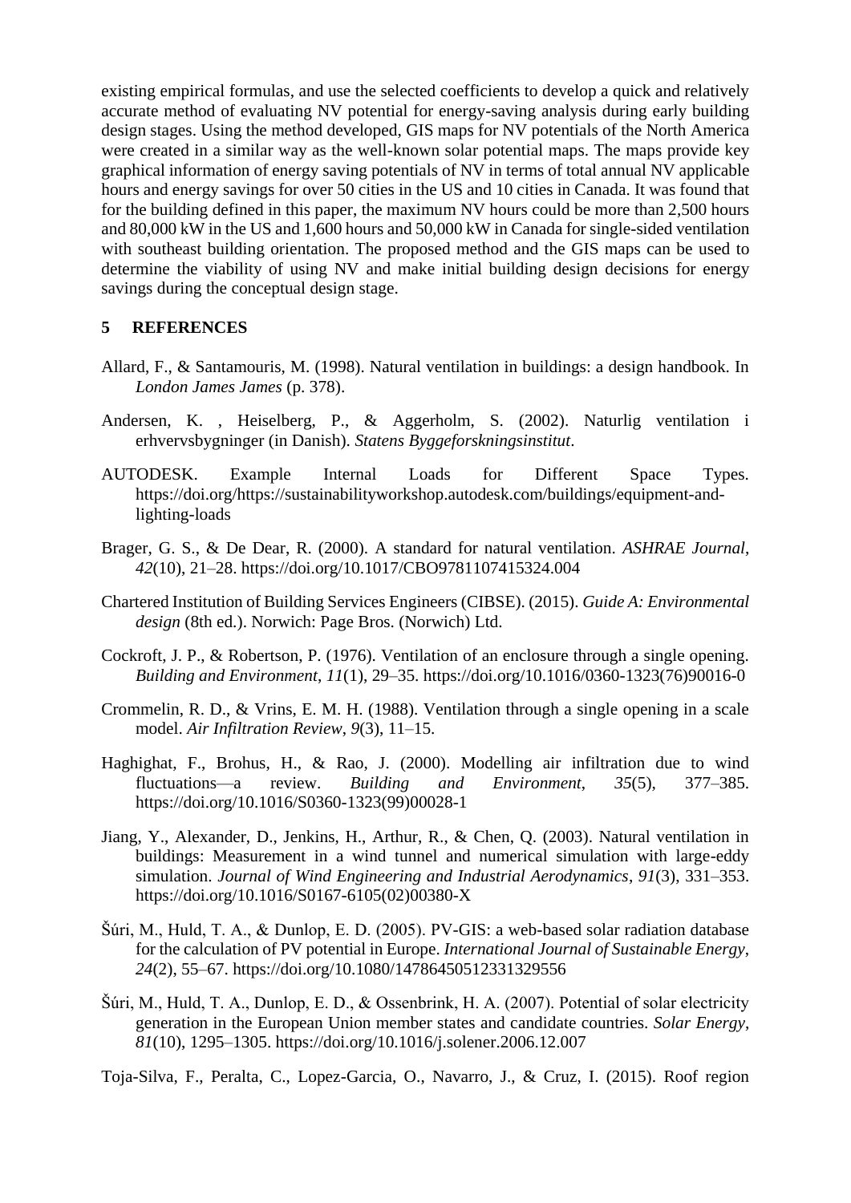existing empirical formulas, and use the selected coefficients to develop a quick and relatively accurate method of evaluating NV potential for energy-saving analysis during early building design stages. Using the method developed, GIS maps for NV potentials of the North America were created in a similar way as the well-known solar potential maps. The maps provide key graphical information of energy saving potentials of NV in terms of total annual NV applicable hours and energy savings for over 50 cities in the US and 10 cities in Canada. It was found that for the building defined in this paper, the maximum NV hours could be more than 2,500 hours and 80,000 kW in the US and 1,600 hours and 50,000 kW in Canada for single-sided ventilation with southeast building orientation. The proposed method and the GIS maps can be used to determine the viability of using NV and make initial building design decisions for energy savings during the conceptual design stage.

## 5 REFERENCES

Allard, F., & Santamouris, M. (1998). Natural ventilation in buildings: a design handbook. In *London James James* (p. 378).

Andersen, K. , Heiselberg, P., & Aggerholm, S. (2002). Naturlig ventilation i erhvervsbygninger (in Danish). *Statens Byggeforskningsinstitut*.

AUTODESK. Example Internal Loads for Different Space Types. https://doi.org/https://sustainabilityworkshop.autodesk.com/buildings/equipment-and-lighting-loads

Brager, G. S., & De Dear, R. (2000). A standard for natural ventilation. *ASHRAE Journal*, *42*(10), 21–28. https://doi.org/10.1017/CBO9781107415324.004

Chartered Institution of Building Services Engineers (CIBSE). (2015). *Guide A: Environmental design* (8th ed.). Norwich: Page Bros. (Norwich) Ltd.

Cockroft, J. P., & Robertson, P. (1976). Ventilation of an enclosure through a single opening. *Building and Environment*, *11*(1), 29–35. https://doi.org/10.1016/0360-1323(76)90016-0

Crommelin, R. D., & Vrins, E. M. H. (1988). Ventilation through a single opening in a scale model. *Air Infiltration Review*, *9*(3), 11–15.

Haghighat, F., Brohus, H., & Rao, J. (2000). Modelling air infiltration due to wind fluctuations—a review. *Building and Environment*, *35*(5), 377–385. https://doi.org/10.1016/S0360-1323(99)00028-1

Jiang, Y., Alexander, D., Jenkins, H., Arthur, R., & Chen, Q. (2003). Natural ventilation in buildings: Measurement in a wind tunnel and numerical simulation with large-eddy simulation. *Journal of Wind Engineering and Industrial Aerodynamics*, *91*(3), 331–353. https://doi.org/10.1016/S0167-6105(02)00380-X

Šúri, M., Huld, T. A., & Dunlop, E. D. (2005). PV-GIS: a web-based solar radiation database for the calculation of PV potential in Europe. *International Journal of Sustainable Energy*, *24*(2), 55–67. https://doi.org/10.1080/14786450512331329556

Šúri, M., Huld, T. A., Dunlop, E. D., & Ossenbrink, H. A. (2007). Potential of solar electricity generation in the European Union member states and candidate countries. *Solar Energy*, *81*(10), 1295–1305. https://doi.org/10.1016/j.solener.2006.12.007

Toja-Silva, F., Peralta, C., Lopez-Garcia, O., Navarro, J., & Cruz, I. (2015). Roof region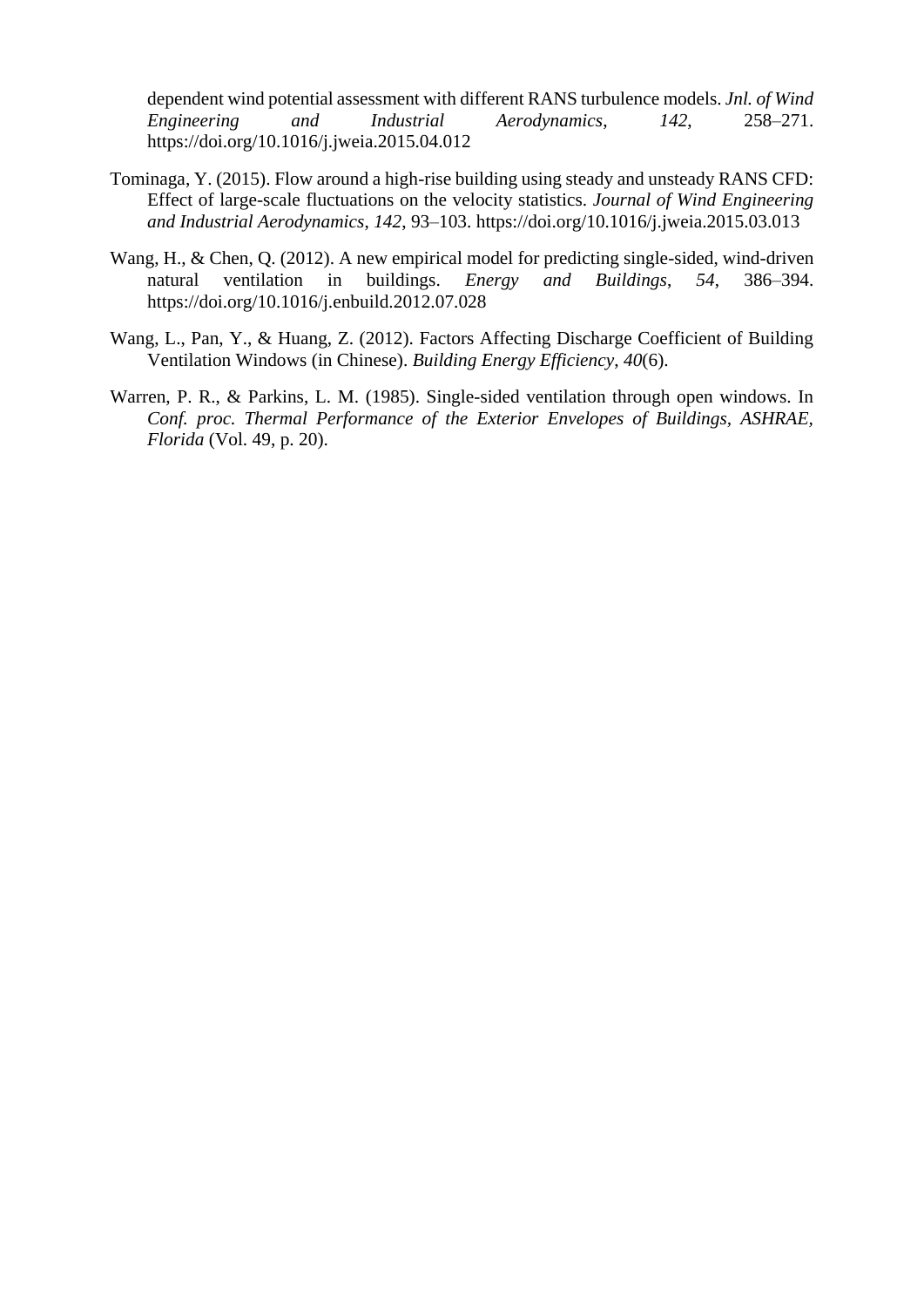dependent wind potential assessment with different RANS turbulence models. *Jnl. of Wind Engineering and Industrial Aerodynamics*, *142*, 258–271. https://doi.org/10.1016/j.jweia.2015.04.012

Tominaga, Y. (2015). Flow around a high-rise building using steady and unsteady RANS CFD: Effect of large-scale fluctuations on the velocity statistics. *Journal of Wind Engineering and Industrial Aerodynamics*, *142*, 93–103. https://doi.org/10.1016/j.jweia.2015.03.013

Wang, H., & Chen, Q. (2012). A new empirical model for predicting single-sided, wind-driven natural ventilation in buildings. *Energy and Buildings*, *54*, 386–394. https://doi.org/10.1016/j.enbuild.2012.07.028

Wang, L., Pan, Y., & Huang, Z. (2012). Factors Affecting Discharge Coefficient of Building Ventilation Windows (in Chinese). *Building Energy Efficiency*, *40*(6).

Warren, P. R., & Parkins, L. M. (1985). Single-sided ventilation through open windows. In *Conf. proc. Thermal Performance of the Exterior Envelopes of Buildings, ASHRAE, Florida* (Vol. 49, p. 20).